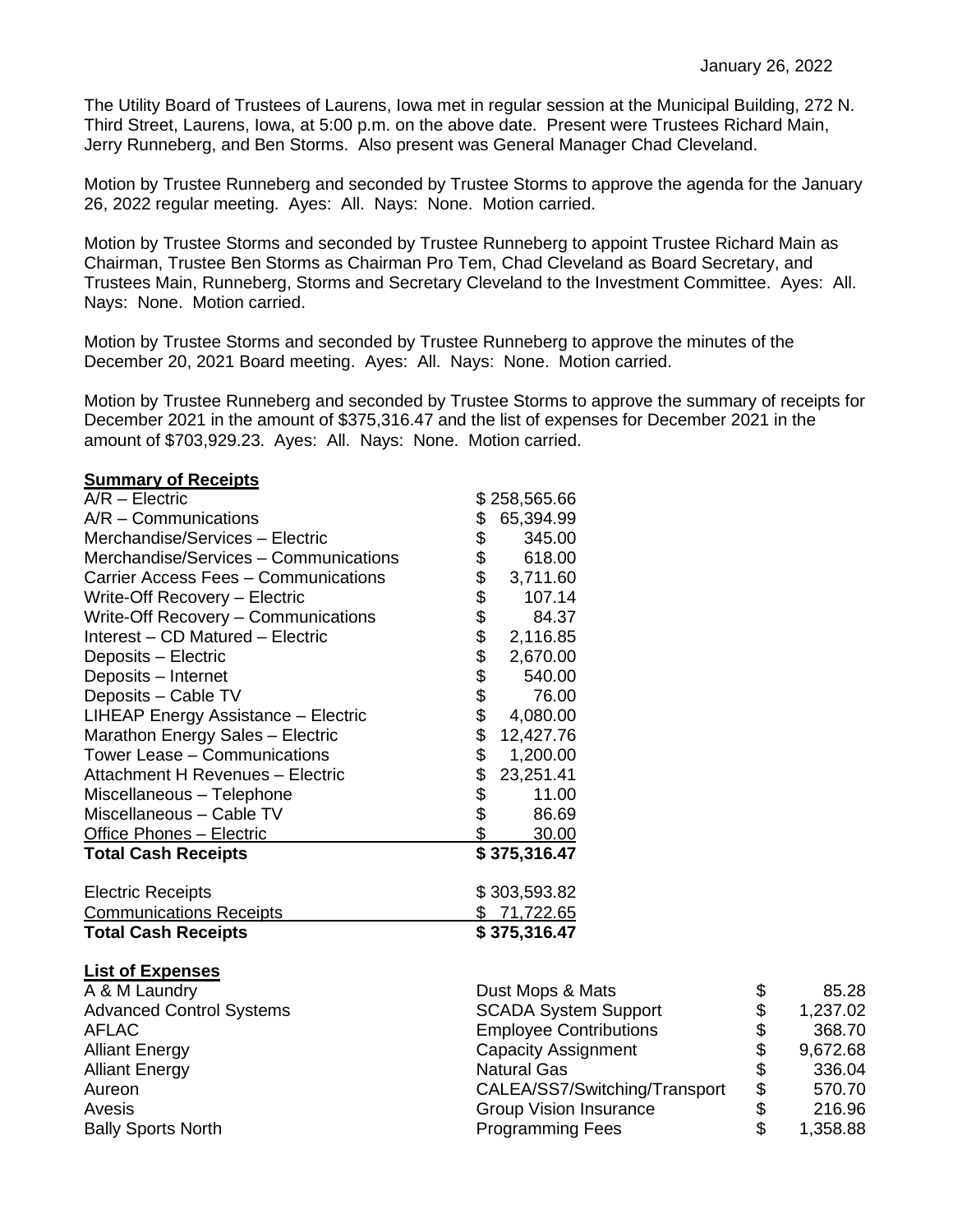January 26, 2022

The Utility Board of Trustees of Laurens, Iowa met in regular session at the Municipal Building, 272 N. Third Street, Laurens, Iowa, at 5:00 p.m. on the above date. Present were Trustees Richard Main, Jerry Runneberg, and Ben Storms. Also present was General Manager Chad Cleveland.

Motion by Trustee Runneberg and seconded by Trustee Storms to approve the agenda for the January 26, 2022 regular meeting. Ayes: All. Nays: None. Motion carried.

Motion by Trustee Storms and seconded by Trustee Runneberg to appoint Trustee Richard Main as Chairman, Trustee Ben Storms as Chairman Pro Tem, Chad Cleveland as Board Secretary, and Trustees Main, Runneberg, Storms and Secretary Cleveland to the Investment Committee. Ayes: All. Nays: None. Motion carried.

Motion by Trustee Storms and seconded by Trustee Runneberg to approve the minutes of the December 20, 2021 Board meeting. Ayes: All. Nays: None. Motion carried.

Motion by Trustee Runneberg and seconded by Trustee Storms to approve the summary of receipts for December 2021 in the amount of $375,316.47 and the list of expenses for December 2021 in the amount of $703,929.23. Ayes: All. Nays: None. Motion carried.

**Summary of Receipts**

| | |
|---|---|
| A/R – Electric | $ 258,565.66 |
| A/R – Communications | $ 65,394.99 |
| Merchandise/Services – Electric | $ 345.00 |
| Merchandise/Services – Communications | $ 618.00 |
| Carrier Access Fees – Communications | $ 3,711.60 |
| Write-Off Recovery – Electric | $ 107.14 |
| Write-Off Recovery – Communications | $ 84.37 |
| Interest – CD Matured – Electric | $ 2,116.85 |
| Deposits – Electric | $ 2,670.00 |
| Deposits – Internet | $ 540.00 |
| Deposits – Cable TV | $ 76.00 |
| LIHEAP Energy Assistance – Electric | $ 4,080.00 |
| Marathon Energy Sales – Electric | $ 12,427.76 |
| Tower Lease – Communications | $ 1,200.00 |
| Attachment H Revenues – Electric | $ 23,251.41 |
| Miscellaneous – Telephone | $ 11.00 |
| Miscellaneous – Cable TV | $ 86.69 |
| Office Phones – Electric | $ 30.00 |
| **Total Cash Receipts** | **$ 375,316.47** |
| | |
| Electric Receipts | $ 303,593.82 |
| Communications Receipts | $ 71,722.65 |
| **Total Cash Receipts** | **$ 375,316.47** |

**List of Expenses**

| | | |
|---|---|---|
| A & M Laundry | Dust Mops & Mats | $ 85.28 |
| Advanced Control Systems | SCADA System Support | $ 1,237.02 |
| AFLAC | Employee Contributions | $ 368.70 |
| Alliant Energy | Capacity Assignment | $ 9,672.68 |
| Alliant Energy | Natural Gas | $ 336.04 |
| Aureon | CALEA/SS7/Switching/Transport | $ 570.70 |
| Avesis | Group Vision Insurance | $ 216.96 |
| Bally Sports North | Programming Fees | $ 1,358.88 |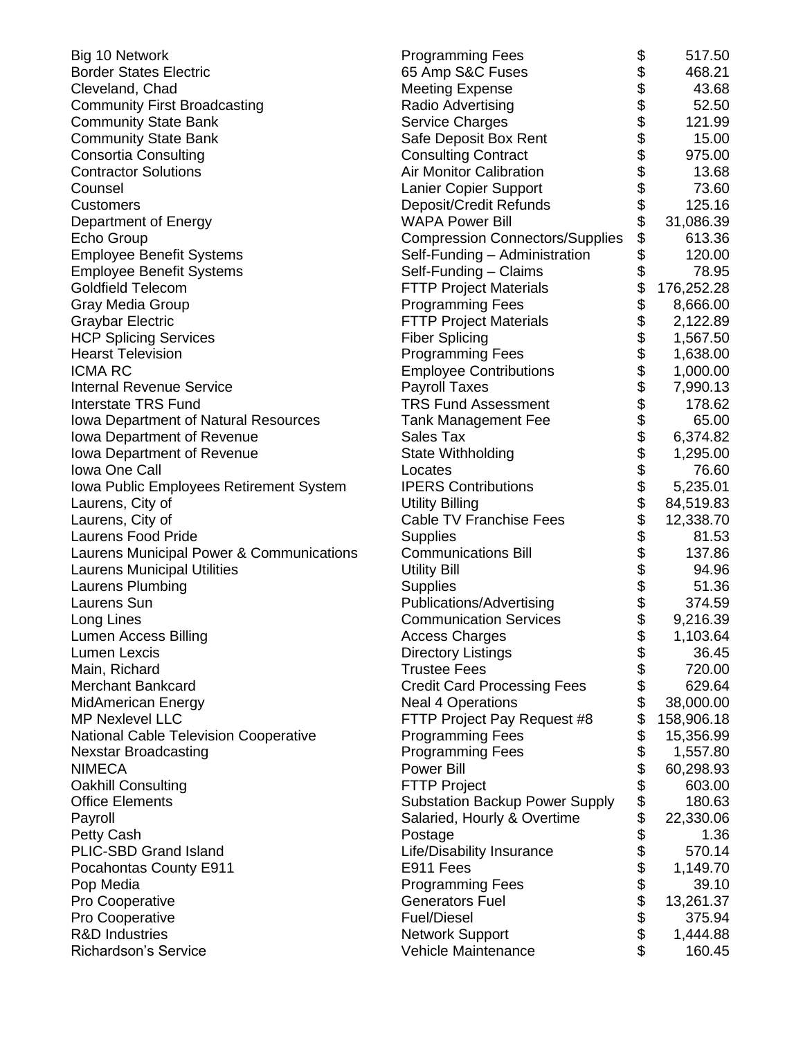| | | | |
|---|---|---|---|
| Big 10 Network | Programming Fees | $ | 517.50 |
| Border States Electric | 65 Amp S&C Fuses | $ | 468.21 |
| Cleveland, Chad | Meeting Expense | $ | 43.68 |
| Community First Broadcasting | Radio Advertising | $ | 52.50 |
| Community State Bank | Service Charges | $ | 121.99 |
| Community State Bank | Safe Deposit Box Rent | $ | 15.00 |
| Consortia Consulting | Consulting Contract | $ | 975.00 |
| Contractor Solutions | Air Monitor Calibration | $ | 13.68 |
| Counsel | Lanier Copier Support | $ | 73.60 |
| Customers | Deposit/Credit Refunds | $ | 125.16 |
| Department of Energy | WAPA Power Bill | $ | 31,086.39 |
| Echo Group | Compression Connectors/Supplies | $ | 613.36 |
| Employee Benefit Systems | Self-Funding – Administration | $ | 120.00 |
| Employee Benefit Systems | Self-Funding – Claims | $ | 78.95 |
| Goldfield Telecom | FTTP Project Materials | $ | 176,252.28 |
| Gray Media Group | Programming Fees | $ | 8,666.00 |
| Graybar Electric | FTTP Project Materials | $ | 2,122.89 |
| HCP Splicing Services | Fiber Splicing | $ | 1,567.50 |
| Hearst Television | Programming Fees | $ | 1,638.00 |
| ICMA RC | Employee Contributions | $ | 1,000.00 |
| Internal Revenue Service | Payroll Taxes | $ | 7,990.13 |
| Interstate TRS Fund | TRS Fund Assessment | $ | 178.62 |
| Iowa Department of Natural Resources | Tank Management Fee | $ | 65.00 |
| Iowa Department of Revenue | Sales Tax | $ | 6,374.82 |
| Iowa Department of Revenue | State Withholding | $ | 1,295.00 |
| Iowa One Call | Locates | $ | 76.60 |
| Iowa Public Employees Retirement System | IPERS Contributions | $ | 5,235.01 |
| Laurens, City of | Utility Billing | $ | 84,519.83 |
| Laurens, City of | Cable TV Franchise Fees | $ | 12,338.70 |
| Laurens Food Pride | Supplies | $ | 81.53 |
| Laurens Municipal Power & Communications | Communications Bill | $ | 137.86 |
| Laurens Municipal Utilities | Utility Bill | $ | 94.96 |
| Laurens Plumbing | Supplies | $ | 51.36 |
| Laurens Sun | Publications/Advertising | $ | 374.59 |
| Long Lines | Communication Services | $ | 9,216.39 |
| Lumen Access Billing | Access Charges | $ | 1,103.64 |
| Lumen Lexcis | Directory Listings | $ | 36.45 |
| Main, Richard | Trustee Fees | $ | 720.00 |
| Merchant Bankcard | Credit Card Processing Fees | $ | 629.64 |
| MidAmerican Energy | Neal 4 Operations | $ | 38,000.00 |
| MP Nexlevel LLC | FTTP Project Pay Request #8 | $ | 158,906.18 |
| National Cable Television Cooperative | Programming Fees | $ | 15,356.99 |
| Nexstar Broadcasting | Programming Fees | $ | 1,557.80 |
| NIMECA | Power Bill | $ | 60,298.93 |
| Oakhill Consulting | FTTP Project | $ | 603.00 |
| Office Elements | Substation Backup Power Supply | $ | 180.63 |
| Payroll | Salaried, Hourly & Overtime | $ | 22,330.06 |
| Petty Cash | Postage | $ | 1.36 |
| PLIC-SBD Grand Island | Life/Disability Insurance | $ | 570.14 |
| Pocahontas County E911 | E911 Fees | $ | 1,149.70 |
| Pop Media | Programming Fees | $ | 39.10 |
| Pro Cooperative | Generators Fuel | $ | 13,261.37 |
| Pro Cooperative | Fuel/Diesel | $ | 375.94 |
| R&D Industries | Network Support | $ | 1,444.88 |
| Richardson's Service | Vehicle Maintenance | $ | 160.45 |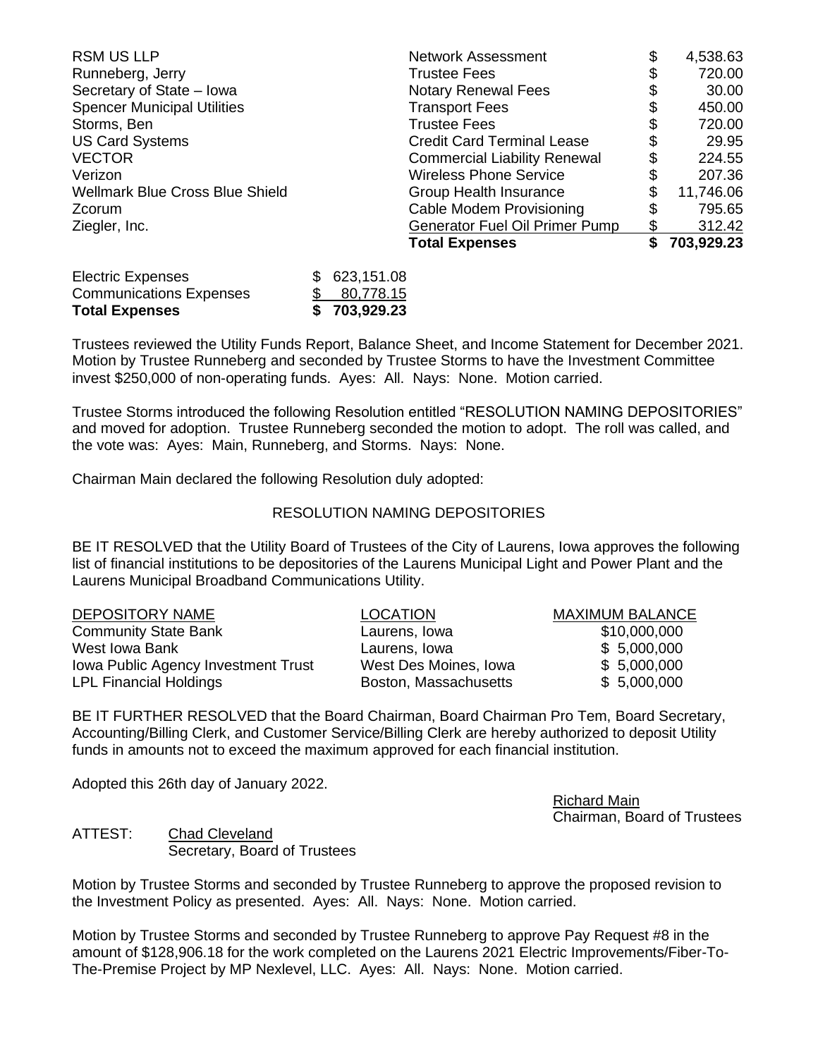| | | |
|---|---|---|
| RSM US LLP | Network Assessment | $ 4,538.63 |
| Runneberg, Jerry | Trustee Fees | $ 720.00 |
| Secretary of State – Iowa | Notary Renewal Fees | $ 30.00 |
| Spencer Municipal Utilities | Transport Fees | $ 450.00 |
| Storms, Ben | Trustee Fees | $ 720.00 |
| US Card Systems | Credit Card Terminal Lease | $ 29.95 |
| VECTOR | Commercial Liability Renewal | $ 224.55 |
| Verizon | Wireless Phone Service | $ 207.36 |
| Wellmark Blue Cross Blue Shield | Group Health Insurance | $ 11,746.06 |
| Zcorum | Cable Modem Provisioning | $ 795.65 |
| Ziegler, Inc. | Generator Fuel Oil Primer Pump | $ 312.42 |
| | **Total Expenses** | **$ 703,929.23** |

| | |
|---|---|
| Electric Expenses | $ 623,151.08 |
| Communications Expenses | $ 80,778.15 |
| **Total Expenses** | **$ 703,929.23** |

Trustees reviewed the Utility Funds Report, Balance Sheet, and Income Statement for December 2021. Motion by Trustee Runneberg and seconded by Trustee Storms to have the Investment Committee invest $250,000 of non-operating funds. Ayes: All. Nays: None. Motion carried.

Trustee Storms introduced the following Resolution entitled "RESOLUTION NAMING DEPOSITORIES" and moved for adoption. Trustee Runneberg seconded the motion to adopt. The roll was called, and the vote was: Ayes: Main, Runneberg, and Storms. Nays: None.

Chairman Main declared the following Resolution duly adopted:

RESOLUTION NAMING DEPOSITORIES

BE IT RESOLVED that the Utility Board of Trustees of the City of Laurens, Iowa approves the following list of financial institutions to be depositories of the Laurens Municipal Light and Power Plant and the Laurens Municipal Broadband Communications Utility.

| DEPOSITORY NAME | LOCATION | MAXIMUM BALANCE |
|---|---|---|
| Community State Bank | Laurens, Iowa | $10,000,000 |
| West Iowa Bank | Laurens, Iowa | $ 5,000,000 |
| Iowa Public Agency Investment Trust | West Des Moines, Iowa | $ 5,000,000 |
| LPL Financial Holdings | Boston, Massachusetts | $ 5,000,000 |

BE IT FURTHER RESOLVED that the Board Chairman, Board Chairman Pro Tem, Board Secretary, Accounting/Billing Clerk, and Customer Service/Billing Clerk are hereby authorized to deposit Utility funds in amounts not to exceed the maximum approved for each financial institution.

Adopted this 26th day of January 2022.

Richard Main
Chairman, Board of Trustees

ATTEST: Chad Cleveland
Secretary, Board of Trustees

Motion by Trustee Storms and seconded by Trustee Runneberg to approve the proposed revision to the Investment Policy as presented. Ayes: All. Nays: None. Motion carried.

Motion by Trustee Storms and seconded by Trustee Runneberg to approve Pay Request #8 in the amount of $128,906.18 for the work completed on the Laurens 2021 Electric Improvements/Fiber-To-The-Premise Project by MP Nexlevel, LLC. Ayes: All. Nays: None. Motion carried.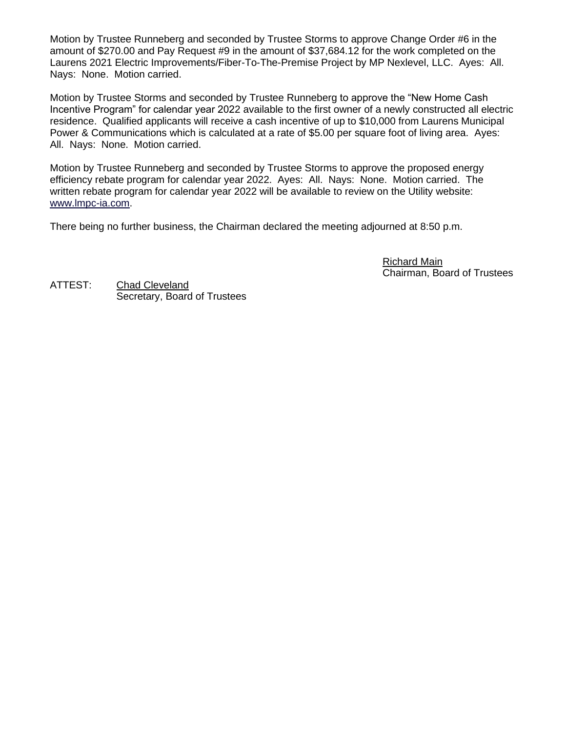Motion by Trustee Runneberg and seconded by Trustee Storms to approve Change Order #6 in the amount of $270.00 and Pay Request #9 in the amount of $37,684.12 for the work completed on the Laurens 2021 Electric Improvements/Fiber-To-The-Premise Project by MP Nexlevel, LLC. Ayes: All. Nays: None. Motion carried.

Motion by Trustee Storms and seconded by Trustee Runneberg to approve the "New Home Cash Incentive Program" for calendar year 2022 available to the first owner of a newly constructed all electric residence. Qualified applicants will receive a cash incentive of up to $10,000 from Laurens Municipal Power & Communications which is calculated at a rate of $5.00 per square foot of living area. Ayes: All. Nays: None. Motion carried.

Motion by Trustee Runneberg and seconded by Trustee Storms to approve the proposed energy efficiency rebate program for calendar year 2022. Ayes: All. Nays: None. Motion carried. The written rebate program for calendar year 2022 will be available to review on the Utility website: www.lmpc-ia.com.

There being no further business, the Chairman declared the meeting adjourned at 8:50 p.m.

Richard Main
Chairman, Board of Trustees

ATTEST: Chad Cleveland
Secretary, Board of Trustees